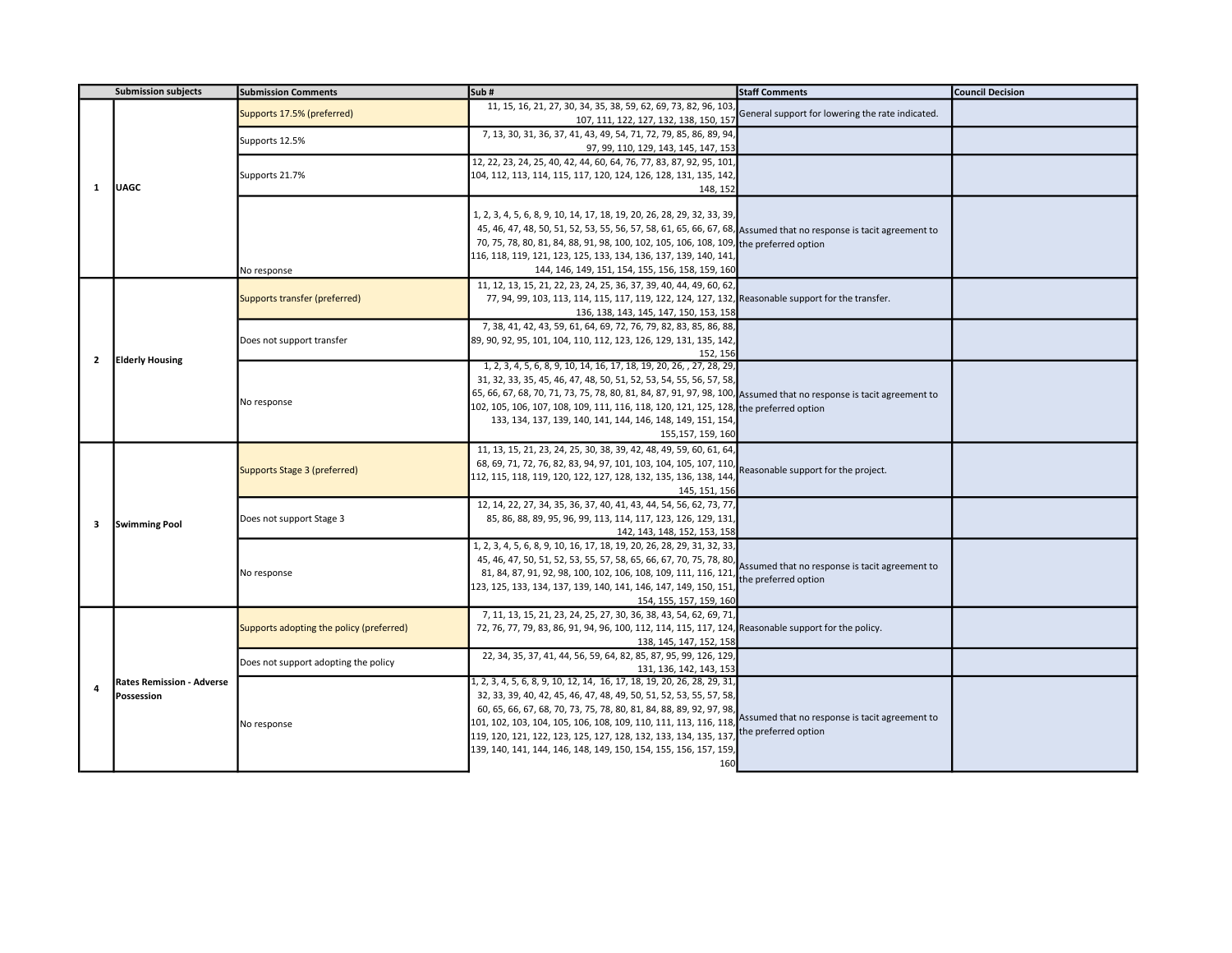| | Submission subjects | Submission Comments | Sub # | Staff Comments | Council Decision |
|---|---|---|---|---|---|
| 1 | UAGC | Supports 17.5% (preferred) | 11, 15, 16, 21, 27, 30, 34, 35, 38, 59, 62, 69, 73, 82, 96, 103, 107, 111, 122, 127, 132, 138, 150, 157 | General support for lowering the rate indicated. | |
| | | Supports 12.5% | 7, 13, 30, 31, 36, 37, 41, 43, 49, 54, 71, 72, 79, 85, 86, 89, 94, 97, 99, 110, 129, 143, 145, 147, 153 | | |
| | | Supports 21.7% | 12, 22, 23, 24, 25, 40, 42, 44, 60, 64, 76, 77, 83, 87, 92, 95, 101, 104, 112, 113, 114, 115, 117, 120, 124, 126, 128, 131, 135, 142, 148, 152 | | |
| | | No response | 1, 2, 3, 4, 5, 6, 8, 9, 10, 14, 17, 18, 19, 20, 26, 28, 29, 32, 33, 39, 45, 46, 47, 48, 50, 51, 52, 53, 55, 56, 57, 58, 61, 65, 66, 67, 68, 70, 75, 78, 80, 81, 84, 88, 91, 98, 100, 102, 105, 106, 108, 109, 116, 118, 119, 121, 123, 125, 133, 134, 136, 137, 139, 140, 141, 144, 146, 149, 151, 154, 155, 156, 158, 159, 160 | Assumed that no response is tacit agreement to the preferred option | |
| 2 | Elderly Housing | Supports transfer (preferred) | 11, 12, 13, 15, 21, 22, 23, 24, 25, 36, 37, 39, 40, 44, 49, 60, 62, 77, 94, 99, 103, 113, 114, 115, 117, 119, 122, 124, 127, 132, 136, 138, 143, 145, 147, 150, 153, 158 | Reasonable support for the transfer. | |
| | | Does not support transfer | 7, 38, 41, 42, 43, 59, 61, 64, 69, 72, 76, 79, 82, 83, 85, 86, 88, 89, 90, 92, 95, 101, 104, 110, 112, 123, 126, 129, 131, 135, 142, 152, 156 | | |
| | | No response | 1, 2, 3, 4, 5, 6, 8, 9, 10, 14, 16, 17, 18, 19, 20, 26, , 27, 28, 29, 31, 32, 33, 35, 45, 46, 47, 48, 50, 51, 52, 53, 54, 55, 56, 57, 58, 65, 66, 67, 68, 70, 71, 73, 75, 78, 80, 81, 84, 87, 91, 97, 98, 100, 102, 105, 106, 107, 108, 109, 111, 116, 118, 120, 121, 125, 128, 133, 134, 137, 139, 140, 141, 144, 146, 148, 149, 151, 154, 155,157, 159, 160 | Assumed that no response is tacit agreement to the preferred option | |
| 3 | Swimming Pool | Supports Stage 3 (preferred) | 11, 13, 15, 21, 23, 24, 25, 30, 38, 39, 42, 48, 49, 59, 60, 61, 64, 68, 69, 71, 72, 76, 82, 83, 94, 97, 101, 103, 104, 105, 107, 110, 112, 115, 118, 119, 120, 122, 127, 128, 132, 135, 136, 138, 144, 145, 151, 156 | Reasonable support for the project. | |
| | | Does not support Stage 3 | 12, 14, 22, 27, 34, 35, 36, 37, 40, 41, 43, 44, 54, 56, 62, 73, 77, 85, 86, 88, 89, 95, 96, 99, 113, 114, 117, 123, 126, 129, 131, 142, 143, 148, 152, 153, 158 | | |
| | | No response | 1, 2, 3, 4, 5, 6, 8, 9, 10, 16, 17, 18, 19, 20, 26, 28, 29, 31, 32, 33, 45, 46, 47, 50, 51, 52, 53, 55, 57, 58, 65, 66, 67, 70, 75, 78, 80, 81, 84, 87, 91, 92, 98, 100, 102, 106, 108, 109, 111, 116, 121, 123, 125, 133, 134, 137, 139, 140, 141, 146, 147, 149, 150, 151, 154, 155, 157, 159, 160 | Assumed that no response is tacit agreement to the preferred option | |
| 4 | Rates Remission - Adverse Possession | Supports adopting the policy (preferred) | 7, 11, 13, 15, 21, 23, 24, 25, 27, 30, 36, 38, 43, 54, 62, 69, 71, 72, 76, 77, 79, 83, 86, 91, 94, 96, 100, 112, 114, 115, 117, 124, 138, 145, 147, 152, 158 | Reasonable support for the policy. | |
| | | Does not support adopting the policy | 22, 34, 35, 37, 41, 44, 56, 59, 64, 82, 85, 87, 95, 99, 126, 129, 131, 136, 142, 143, 153 | | |
| | | No response | 1, 2, 3, 4, 5, 6, 8, 9, 10, 12, 14, 16, 17, 18, 19, 20, 26, 28, 29, 31, 32, 33, 39, 40, 42, 45, 46, 47, 48, 49, 50, 51, 52, 53, 55, 57, 58, 60, 65, 66, 67, 68, 70, 73, 75, 78, 80, 81, 84, 88, 89, 92, 97, 98, 101, 102, 103, 104, 105, 106, 108, 109, 110, 111, 113, 116, 118, 119, 120, 121, 122, 123, 125, 127, 128, 132, 133, 134, 135, 137, 139, 140, 141, 144, 146, 148, 149, 150, 154, 155, 156, 157, 159, 160 | Assumed that no response is tacit agreement to the preferred option | |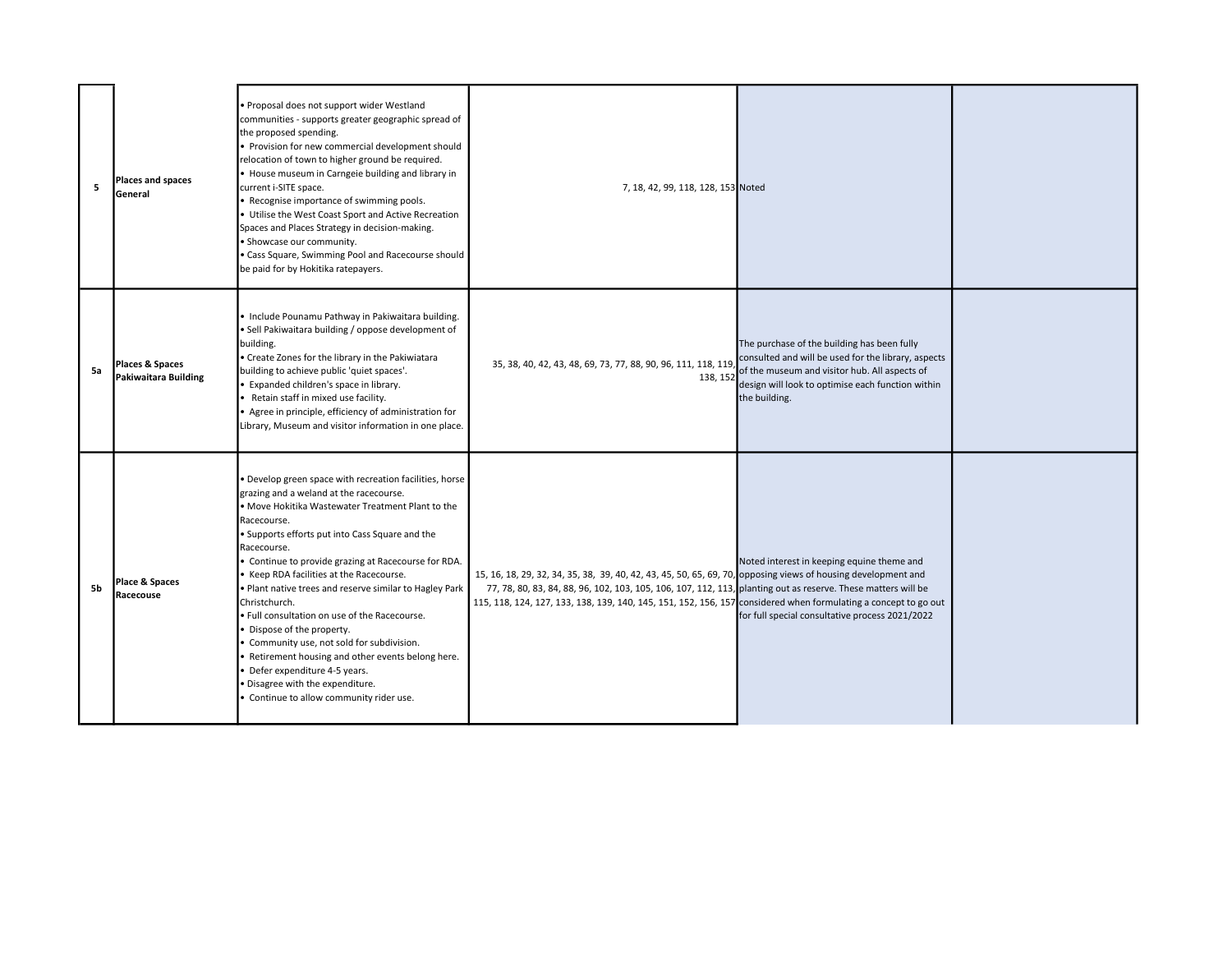| | | | | | |
|---|---|---|---|---|---|
| 5 | **Places and spaces General** | • Proposal does not support wider Westland communities - supports greater geographic spread of the proposed spending.<br>• Provision for new commercial development should relocation of town to higher ground be required.<br>• House museum in Carngeie building and library in current i-SITE space.<br>• Recognise importance of swimming pools.<br>• Utilise the West Coast Sport and Active Recreation Spaces and Places Strategy in decision-making.<br>• Showcase our community.<br>• Cass Square, Swimming Pool and Racecourse should be paid for by Hokitika ratepayers. | 7, 18, 42, 99, 118, 128, 153 | Noted | |
| 5a | **Places & Spaces Pakiwaitara Building** | • Include Pounamu Pathway in Pakiwaitara building.<br>• Sell Pakiwaitara building / oppose development of building.<br>• Create Zones for the library in the Pakiwiatara building to achieve public 'quiet spaces'.<br>• Expanded children's space in library.<br>• Retain staff in mixed use facility.<br>• Agree in principle, efficiency of administration for Library, Museum and visitor information in one place. | 35, 38, 40, 42, 43, 48, 69, 73, 77, 88, 90, 96, 111, 118, 119, 138, 152 | The purchase of the building has been fully consulted and will be used for the library, aspects of the museum and visitor hub. All aspects of design will look to optimise each function within the building. | |
| 5b | **Place & Spaces Racecouse** | • Develop green space with recreation facilities, horse grazing and a weland at the racecourse.<br>• Move Hokitika Wastewater Treatment Plant to the Racecourse.<br>• Supports efforts put into Cass Square and the Racecourse.<br>• Continue to provide grazing at Racecourse for RDA.<br>• Keep RDA facilities at the Racecourse.<br>• Plant native trees and reserve similar to Hagley Park Christchurch.<br>• Full consultation on use of the Racecourse.<br>• Dispose of the property.<br>• Community use, not sold for subdivision.<br>• Retirement housing and other events belong here.<br>• Defer expenditure 4-5 years.<br>• Disagree with the expenditure.<br>• Continue to allow community rider use. | 15, 16, 18, 29, 32, 34, 35, 38, 39, 40, 42, 43, 45, 50, 65, 69, 70, 77, 78, 80, 83, 84, 88, 96, 102, 103, 105, 106, 107, 112, 113, 115, 118, 124, 127, 133, 138, 139, 140, 145, 151, 152, 156, 157 | Noted interest in keeping equine theme and opposing views of housing development and planting out as reserve. These matters will be considered when formulating a concept to go out for full special consultative process 2021/2022 | |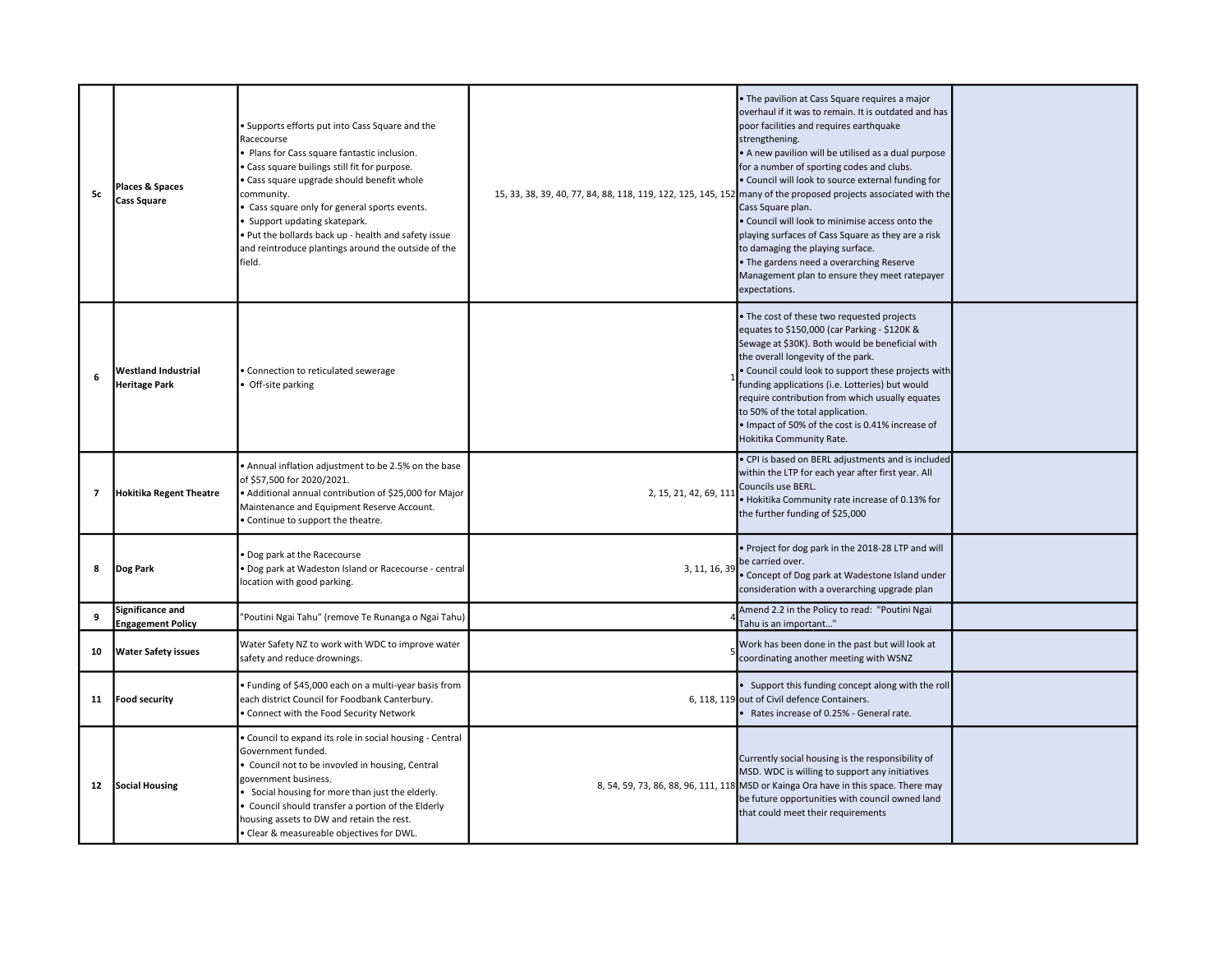| | | | | | |
|---|---|---|---|---|---|
| 5c | **Places & Spaces Cass Square** | • Supports efforts put into Cass Square and the Racecourse<br>• Plans for Cass square fantastic inclusion.<br>• Cass square builings still fit for purpose.<br>• Cass square upgrade should benefit whole community.<br>• Cass square only for general sports events.<br>• Support updating skatepark.<br>• Put the bollards back up - health and safety issue and reintroduce plantings around the outside of the field. | 15, 33, 38, 39, 40, 77, 84, 88, 118, 119, 122, 125, 145, 152 | • The pavilion at Cass Square requires a major overhaul if it was to remain. It is outdated and has poor facilities and requires earthquake strengthening.<br>• A new pavilion will be utilised as a dual purpose for a number of sporting codes and clubs.<br>• Council will look to source external funding for many of the proposed projects associated with the Cass Square plan.<br>• Council will look to minimise access onto the playing surfaces of Cass Square as they are a risk to damaging the playing surface.<br>• The gardens need a overarching Reserve Management plan to ensure they meet ratepayer expectations. | |
| 6 | **Westland Industrial Heritage Park** | • Connection to reticulated sewerage<br>• Off-site parking | 1 | • The cost of these two requested projects equates to $150,000 (car Parking - $120K & Sewage at $30K). Both would be beneficial with the overall longevity of the park.<br>• Council could look to support these projects with funding applications (i.e. Lotteries) but would require contribution from which usually equates to 50% of the total application.<br>• Impact of 50% of the cost is 0.41% increase of Hokitika Community Rate. | |
| 7 | **Hokitika Regent Theatre** | • Annual inflation adjustment to be 2.5% on the base of $57,500 for 2020/2021.<br>• Additional annual contribution of $25,000 for Major Maintenance and Equipment Reserve Account.<br>• Continue to support the theatre. | 2, 15, 21, 42, 69, 111 | • CPI is based on BERL adjustments and is included within the LTP for each year after first year. All Councils use BERL.<br>• Hokitika Community rate increase of 0.13% for the further funding of $25,000 | |
| 8 | **Dog Park** | • Dog park at the Racecourse<br>• Dog park at Wadeston Island or Racecourse - central location with good parking. | 3, 11, 16, 39 | • Project for dog park in the 2018-28 LTP and will be carried over.<br>• Concept of Dog park at Wadestone Island under consideration with a overarching upgrade plan | |
| 9 | **Significance and Engagement Policy** | "Poutini Ngai Tahu" (remove Te Runanga o Ngai Tahu) | 4 | Amend 2.2 in the Policy to read: "Poutini Ngai Tahu is an important…" | |
| 10 | **Water Safety issues** | Water Safety NZ to work with WDC to improve water safety and reduce drownings. | 5 | Work has been done in the past but will look at coordinating another meeting with WSNZ | |
| 11 | **Food security** | • Funding of $45,000 each on a multi-year basis from each district Council for Foodbank Canterbury.<br>• Connect with the Food Security Network | 6, 118, 119 | • Support this funding concept along with the roll out of Civil defence Containers.<br>• Rates increase of 0.25% - General rate. | |
| 12 | **Social Housing** | • Council to expand its role in social housing - Central Government funded.<br>• Council not to be invovled in housing, Central government business.<br>• Social housing for more than just the elderly.<br>• Council should transfer a portion of the Elderly housing assets to DW and retain the rest.<br>• Clear & measureable objectives for DWL. | 8, 54, 59, 73, 86, 88, 96, 111, 118 | Currently social housing is the responsibility of MSD. WDC is willing to support any initiatives MSD or Kainga Ora have in this space. There may be future opportunities with council owned land that could meet their requirements | |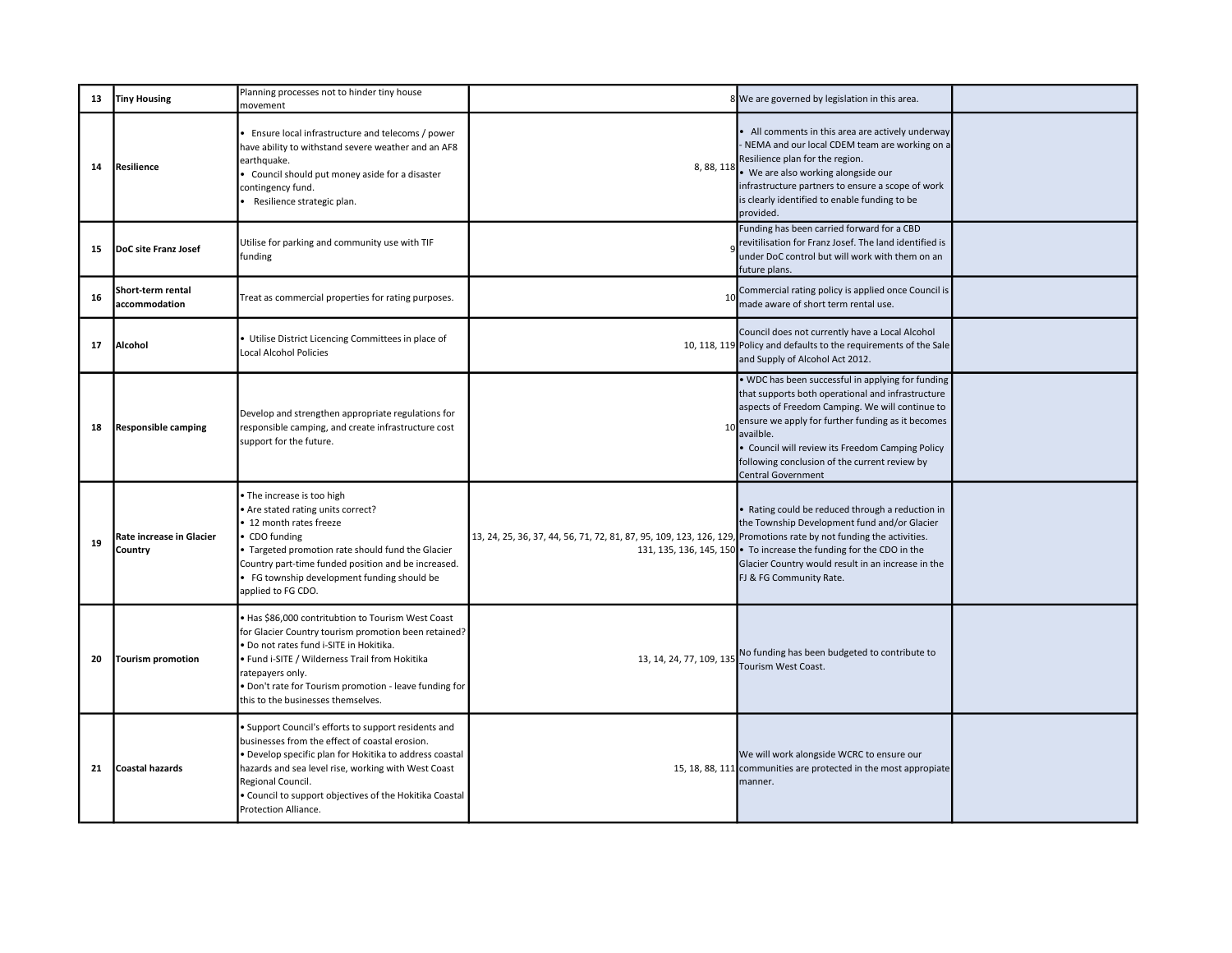| | | | | | |
|---|---|---|---|---|---|
| 13 | **Tiny Housing** | Planning processes not to hinder tiny house movement | 8 | We are governed by legislation in this area. | |
| 14 | **Resilience** | • Ensure local infrastructure and telecoms / power have ability to withstand severe weather and an AF8 earthquake.<br>• Council should put money aside for a disaster contingency fund.<br>• Resilience strategic plan. | 8, 88, 118 | • All comments in this area are actively underway - NEMA and our local CDEM team are working on a Resilience plan for the region.<br>• We are also working alongside our infrastructure partners to ensure a scope of work is clearly identified to enable funding to be provided. | |
| 15 | **DoC site Franz Josef** | Utilise for parking and community use with TIF funding | 9 | Funding has been carried forward for a CBD revitilisation for Franz Josef. The land identified is under DoC control but will work with them on an future plans. | |
| 16 | **Short-term rental accommodation** | Treat as commercial properties for rating purposes. | 10 | Commercial rating policy is applied once Council is made aware of short term rental use. | |
| 17 | **Alcohol** | • Utilise District Licencing Committees in place of Local Alcohol Policies | 10, 118, 119 | Council does not currently have a Local Alcohol Policy and defaults to the requirements of the Sale and Supply of Alcohol Act 2012. | |
| 18 | **Responsible camping** | Develop and strengthen appropriate regulations for responsible camping, and create infrastructure cost support for the future. | 10 | • WDC has been successful in applying for funding that supports both operational and infrastructure aspects of Freedom Camping. We will continue to ensure we apply for further funding as it becomes availble.<br>• Council will review its Freedom Camping Policy following conclusion of the current review by Central Government | |
| 19 | **Rate increase in Glacier Country** | • The increase is too high<br>• Are stated rating units correct?<br>• 12 month rates freeze<br>• CDO funding<br>• Targeted promotion rate should fund the Glacier Country part-time funded position and be increased.<br>• FG township development funding should be applied to FG CDO. | 13, 24, 25, 36, 37, 44, 56, 71, 72, 81, 87, 95, 109, 123, 126, 129, 131, 135, 136, 145, 150 | • Rating could be reduced through a reduction in the Township Development fund and/or Glacier Promotions rate by not funding the activities.<br>• To increase the funding for the CDO in the Glacier Country would result in an increase in the FJ & FG Community Rate. | |
| 20 | **Tourism promotion** | • Has $86,000 contritubtion to Tourism West Coast for Glacier Country tourism promotion been retained?<br>• Do not rates fund i-SITE in Hokitika.<br>• Fund i-SITE / Wilderness Trail from Hokitika ratepayers only.<br>• Don't rate for Tourism promotion - leave funding for this to the businesses themselves. | 13, 14, 24, 77, 109, 135 | No funding has been budgeted to contribute to Tourism West Coast. | |
| 21 | **Coastal hazards** | • Support Council's efforts to support residents and businesses from the effect of coastal erosion.<br>• Develop specific plan for Hokitika to address coastal hazards and sea level rise, working with West Coast Regional Council.<br>• Council to support objectives of the Hokitika Coastal Protection Alliance. | 15, 18, 88, 111 | We will work alongside WCRC to ensure our communities are protected in the most appopiate manner. | |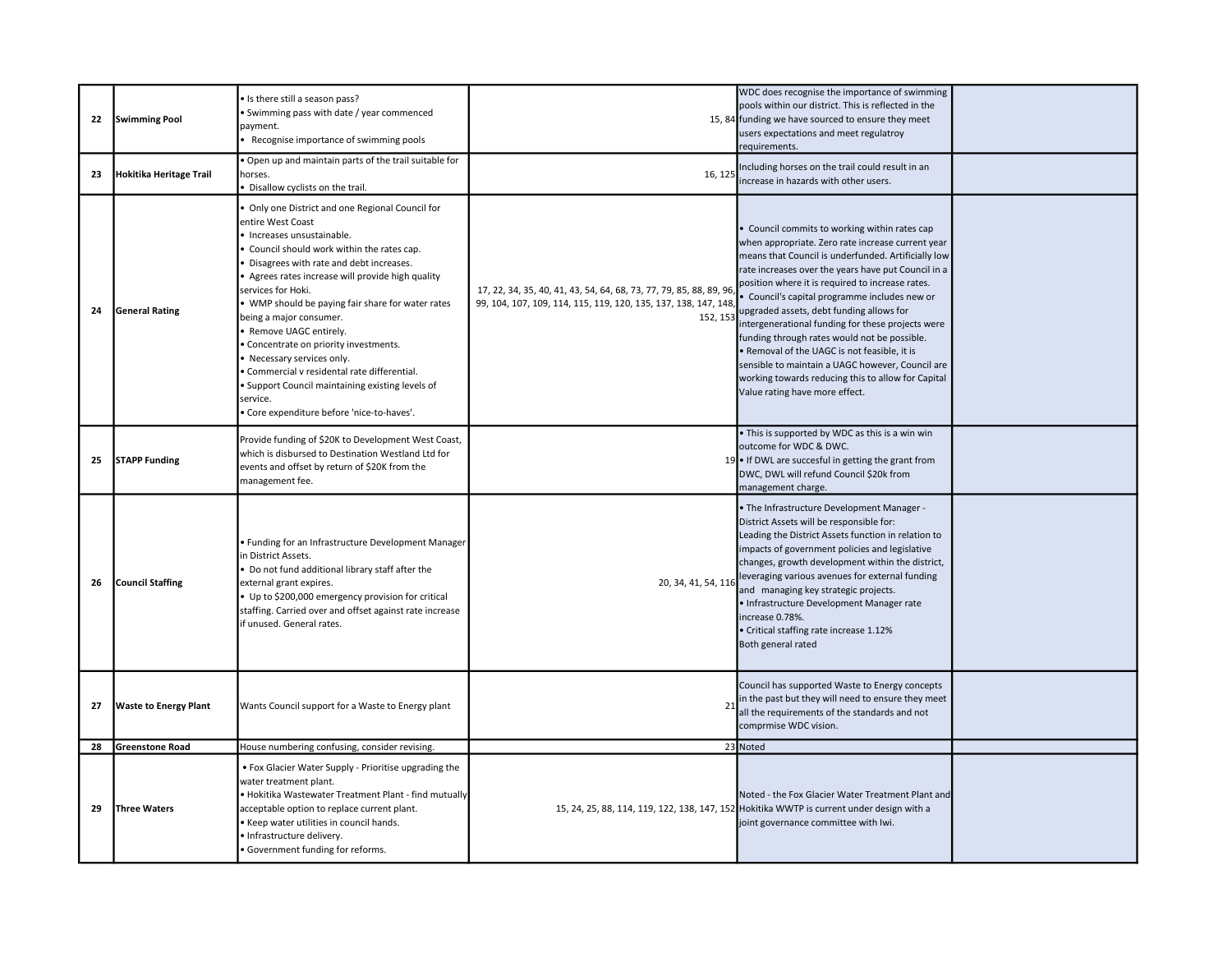| | | | | | |
|---|---|---|---|---|---|
| 22 | **Swimming Pool** | • Is there still a season pass?<br>• Swimming pass with date / year commenced payment.<br>• Recognise importance of swimming pools | 15, 84 | WDC does recognise the importance of swimming pools within our district. This is reflected in the funding we have sourced to ensure they meet users expectations and meet regulatroy requirements. | |
| 23 | **Hokitika Heritage Trail** | • Open up and maintain parts of the trail suitable for horses.<br>• Disallow cyclists on the trail. | 16, 125 | Including horses on the trail could result in an increase in hazards with other users. | |
| 24 | **General Rating** | • Only one District and one Regional Council for entire West Coast<br>• Increases unsustainable.<br>• Council should work within the rates cap.<br>• Disagrees with rate and debt increases.<br>• Agrees rates increase will provide high quality services for Hoki.<br>• WMP should be paying fair share for water rates being a major consumer.<br>• Remove UAGC entirely.<br>• Concentrate on priority investments.<br>• Necessary services only.<br>• Commercial v residental rate differential.<br>• Support Council maintaining existing levels of service.<br>• Core expenditure before 'nice-to-haves'. | 17, 22, 34, 35, 40, 41, 43, 54, 64, 68, 73, 77, 79, 85, 88, 89, 96, 99, 104, 107, 109, 114, 115, 119, 120, 135, 137, 138, 147, 148, 152, 153 | • Council commits to working within rates cap when appropriate. Zero rate increase current year means that Council is underfunded. Artificially low rate increases over the years have put Council in a position where it is required to increase rates.<br>• Council's capital programme includes new or upgraded assets, debt funding allows for intergenerational funding for these projects were funding through rates would not be possible.<br>• Removal of the UAGC is not feasible, it is sensible to maintain a UAGC however, Council are working towards reducing this to allow for Capital Value rating have more effect. | |
| 25 | **STAPP Funding** | Provide funding of $20K to Development West Coast, which is disbursed to Destination Westland Ltd for events and offset by return of $20K from the management fee. | 19 | • This is supported by WDC as this is a win win outcome for WDC & DWC.<br>• If DWL are succesful in getting the grant from DWC, DWL will refund Council $20k from management charge. | |
| 26 | **Council Staffing** | • Funding for an Infrastructure Development Manager in District Assets.<br>• Do not fund additional library staff after the external grant expires.<br>• Up to $200,000 emergency provision for critical staffing. Carried over and offset against rate increase if unused. General rates. | 20, 34, 41, 54, 116 | • The Infrastructure Development Manager - District Assets will be responsible for:<br>Leading the District Assets function in relation to impacts of government policies and legislative changes, growth development within the district, leveraging various avenues for external funding and managing key strategic projects.<br>• Infrastructure Development Manager rate increase 0.78%.<br>• Critical staffing rate increase 1.12%<br>Both general rated | |
| 27 | **Waste to Energy Plant** | Wants Council support for a Waste to Energy plant | 21 | Council has supported Waste to Energy concepts in the past but they will need to ensure they meet all the requirements of the standards and not comprmise WDC vision. | |
| 28 | **Greenstone Road** | House numbering confusing, consider revising. | 23 | Noted | |
| 29 | **Three Waters** | • Fox Glacier Water Supply - Prioritise upgrading the water treatment plant.<br>• Hokitika Wastewater Treatment Plant - find mutually acceptable option to replace current plant.<br>• Keep water utilities in council hands.<br>• Infrastructure delivery.<br>• Government funding for reforms. | 15, 24, 25, 88, 114, 119, 122, 138, 147, 152 | Noted - the Fox Glacier Water Treatment Plant and Hokitika WWTP is current under design with a joint governance committee with Iwi. | |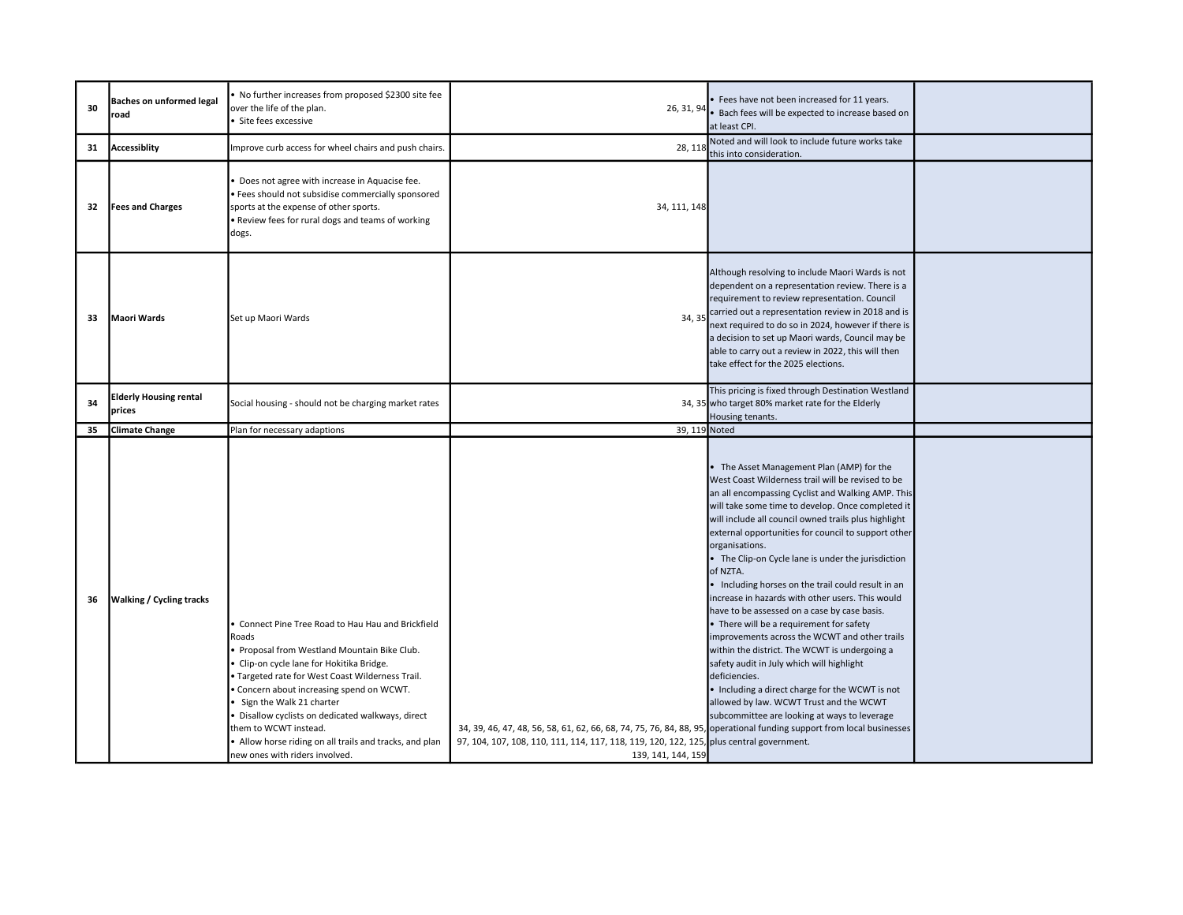| | | | | | |
|---|---|---|---|---|---|
| 30 | **Baches on unformed legal road** | • No further increases from proposed $2300 site fee over the life of the plan.<br>• Site fees excessive | 26, 31, 94 | • Fees have not been increased for 11 years.<br>• Bach fees will be expected to increase based on at least CPI. | |
| 31 | **Accessiblity** | Improve curb access for wheel chairs and push chairs. | 28, 118 | Noted and will look to include future works take this into consideration. | |
| 32 | **Fees and Charges** | • Does not agree with increase in Aquacise fee.<br>• Fees should not subsidise commercially sponsored sports at the expense of other sports.<br>• Review fees for rural dogs and teams of working dogs. | 34, 111, 148 | | |
| 33 | **Maori Wards** | Set up Maori Wards | 34, 35 | Although resolving to include Maori Wards is not dependent on a representation review. There is a requirement to review representation. Council carried out a representation review in 2018 and is next required to do so in 2024, however if there is a decision to set up Maori wards, Council may be able to carry out a review in 2022, this will then take effect for the 2025 elections. | |
| 34 | **Elderly Housing rental prices** | Social housing - should not be charging market rates | 34, 35 | This pricing is fixed through Destination Westland who target 80% market rate for the Elderly Housing tenants. | |
| 35 | **Climate Change** | Plan for necessary adaptions | 39, 119 | Noted | |
| 36 | **Walking / Cycling tracks** | • Connect Pine Tree Road to Hau Hau and Brickfield Roads<br>• Proposal from Westland Mountain Bike Club.<br>• Clip-on cycle lane for Hokitika Bridge.<br>• Targeted rate for West Coast Wilderness Trail.<br>• Concern about increasing spend on WCWT.<br>• Sign the Walk 21 charter<br>• Disallow cyclists on dedicated walkways, direct them to WCWT instead.<br>• Allow horse riding on all trails and tracks, and plan new ones with riders involved. | 34, 39, 46, 47, 48, 56, 58, 61, 62, 66, 68, 74, 75, 76, 84, 88, 95, 97, 104, 107, 108, 110, 111, 114, 117, 118, 119, 120, 122, 125, 139, 141, 144, 159 | • The Asset Management Plan (AMP) for the West Coast Wilderness trail will be revised to be an all encompassing Cyclist and Walking AMP. This will take some time to develop. Once completed it will include all council owned trails plus highlight external opportunities for council to support other organisations.<br>• The Clip-on Cycle lane is under the jurisdiction of NZTA.<br>• Including horses on the trail could result in an increase in hazards with other users. This would have to be assessed on a case by case basis.<br>• There will be a requirement for safety improvements across the WCWT and other trails within the district. The WCWT is undergoing a safety audit in July which will highlight deficiencies.<br>• Including a direct charge for the WCWT is not allowed by law. WCWT Trust and the WCWT subcommittee are looking at ways to leverage operational funding support from local businesses plus central government. | |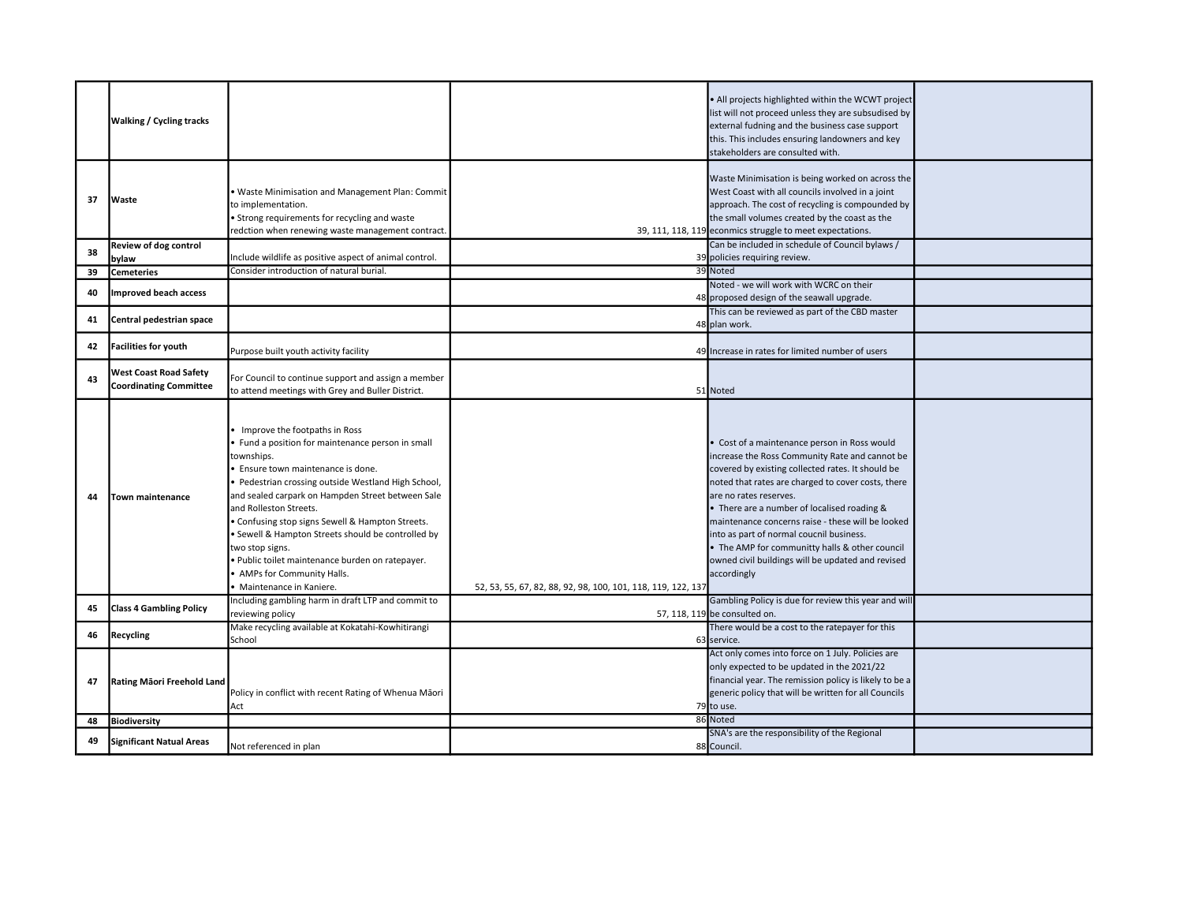| | | | | | |
|---|---|---|---|---|---|
| | Walking / Cycling tracks | | | • All projects highlighted within the WCWT project list will not proceed unless they are subsudised by external fudning and the business case support this. This includes ensuring landowners and key stakeholders are consulted with. | |
| 37 | Waste | • Waste Minimisation and Management Plan: Commit to implementation.<br>• Strong requirements for recycling and waste redction when renewing waste management contract. | 39, 111, 118, 119 | Waste Minimisation is being worked on across the West Coast with all councils involved in a joint approach. The cost of recycling is compounded by the small volumes created by the coast as the econmics struggle to meet expectations. | |
| 38 | Review of dog control bylaw | Include wildlife as positive aspect of animal control. | 39 | Can be included in schedule of Council bylaws / policies requiring review. | |
| 39 | Cemeteries | Consider introduction of natural burial. | 39 | Noted | |
| 40 | Improved beach access | | 48 | Noted - we will work with WCRC on their proposed design of the seawall upgrade. | |
| 41 | Central pedestrian space | | 48 | This can be reviewed as part of the CBD master plan work. | |
| 42 | Facilities for youth | Purpose built youth activity facility | 49 | Increase in rates for limited number of users | |
| 43 | West Coast Road Safety Coordinating Committee | For Council to continue support and assign a member to attend meetings with Grey and Buller District. | 51 | Noted | |
| 44 | Town maintenance | • Improve the footpaths in Ross<br>• Fund a position for maintenance person in small townships.<br>• Ensure town maintenance is done.<br>• Pedestrian crossing outside Westland High School, and sealed carpark on Hampden Street between Sale and Rolleston Streets.<br>• Confusing stop signs Sewell & Hampton Streets.<br>• Sewell & Hampton Streets should be controlled by two stop signs.<br>• Public toilet maintenance burden on ratepayer.<br>• AMPs for Community Halls.<br>• Maintenance in Kaniere. | 52, 53, 55, 67, 82, 88, 92, 98, 100, 101, 118, 119, 122, 137 | • Cost of a maintenance person in Ross would increase the Ross Community Rate and cannot be covered by existing collected rates. It should be noted that rates are charged to cover costs, there are no rates reserves.<br>• There are a number of localised roading & maintenance concerns raise - these will be looked into as part of normal coucnil business.<br>• The AMP for communitty halls & other council owned civil buildings will be updated and revised accordingly | |
| 45 | Class 4 Gambling Policy | Including gambling harm in draft LTP and commit to reviewing policy | 57, 118, 119 | Gambling Policy is due for review this year and will be consulted on. | |
| 46 | Recycling | Make recycling available at Kokatahi-Kowhitirangi School | 63 | There would be a cost to the ratepayer for this service. | |
| 47 | Rating Māori Freehold Land | Policy in conflict with recent Rating of Whenua Māori Act | 79 | Act only comes into force on 1 July. Policies are only expected to be updated in the 2021/22 financial year. The remission policy is likely to be a generic policy that will be written for all Councils to use. | |
| 48 | Biodiversity | | 86 | Noted | |
| 49 | Significant Natual Areas | Not referenced in plan | 88 | SNA's are the responsibility of the Regional Council. | |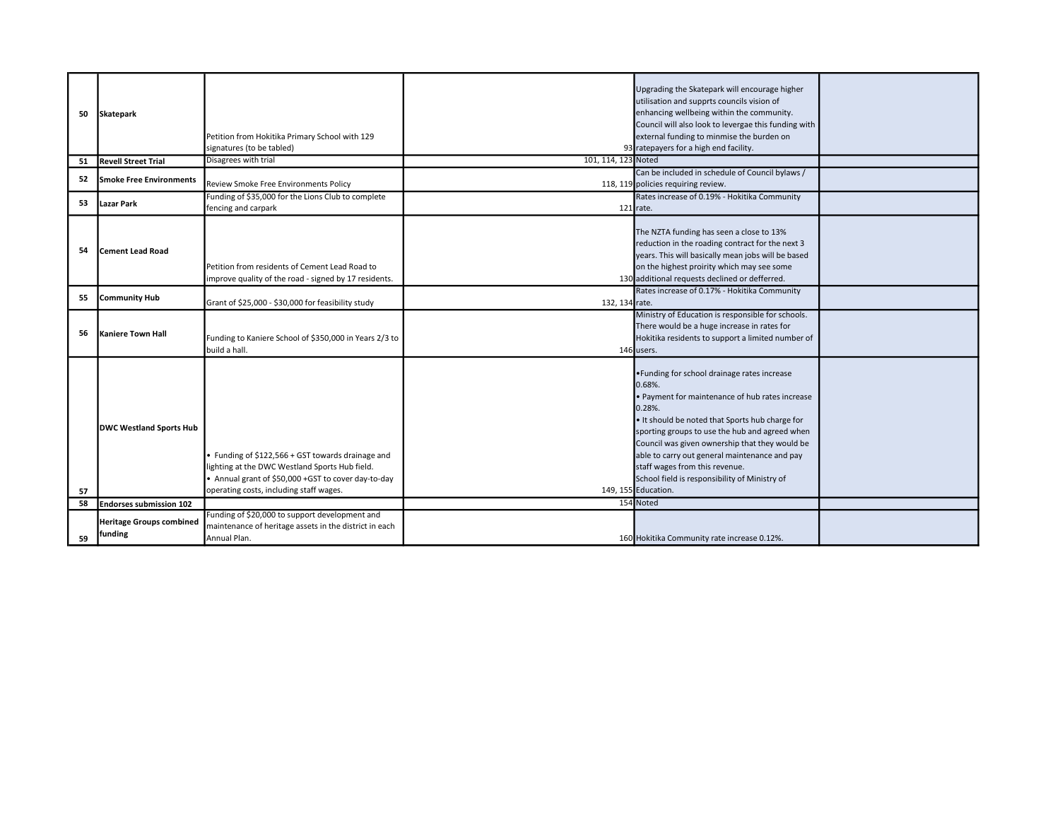| | | | | | |
|---|---|---|---|---|---|
| 50 | Skatepark | Petition from Hokitika Primary School with 129 signatures (to be tabled) | 93 | Upgrading the Skatepark will encourage higher utilisation and supprts councils vision of enhancing wellbeing within the community. Council will also look to levergae this funding with external funding to minmise the burden on ratepayers for a high end facility. | |
| 51 | Revell Street Trial | Disagrees with trial | 101, 114, 123 | Noted | |
| 52 | Smoke Free Environments | Review Smoke Free Environments Policy | 118, 119 | Can be included in schedule of Council bylaws / policies requiring review. | |
| 53 | Lazar Park | Funding of $35,000 for the Lions Club to complete fencing and carpark | 121 | Rates increase of 0.19% - Hokitika Community rate. | |
| 54 | Cement Lead Road | Petition from residents of Cement Lead Road to improve quality of the road - signed by 17 residents. | 130 | The NZTA funding has seen a close to 13% reduction in the roading contract for the next 3 years. This will basically mean jobs will be based on the highest proirity which may see some additional requests declined or defferred. | |
| 55 | Community Hub | Grant of $25,000 - $30,000 for feasibility study | 132, 134 | Rates increase of 0.17% - Hokitika Community rate. | |
| 56 | Kaniere Town Hall | Funding to Kaniere School of $350,000 in Years 2/3 to build a hall. | 146 | Ministry of Education is responsible for schools. There would be a huge increase in rates for Hokitika residents to support a limited number of users. | |
| 57 | DWC Westland Sports Hub | • Funding of $122,566 + GST towards drainage and lighting at the DWC Westland Sports Hub field.<br>• Annual grant of $50,000 +GST to cover day-to-day operating costs, including staff wages. | 149, 155 | •Funding for school drainage rates increase 0.68%.<br>• Payment for maintenance of hub rates increase 0.28%.<br>• It should be noted that Sports hub charge for sporting groups to use the hub and agreed when Council was given ownership that they would be able to carry out general maintenance and pay staff wages from this revenue.<br>School field is responsibility of Ministry of Education. | |
| 58 | Endorses submission 102 | | 154 | Noted | |
| 59 | Heritage Groups combined funding | Funding of $20,000 to support development and maintenance of heritage assets in the district in each Annual Plan. | 160 | Hokitika Community rate increase 0.12%. | |